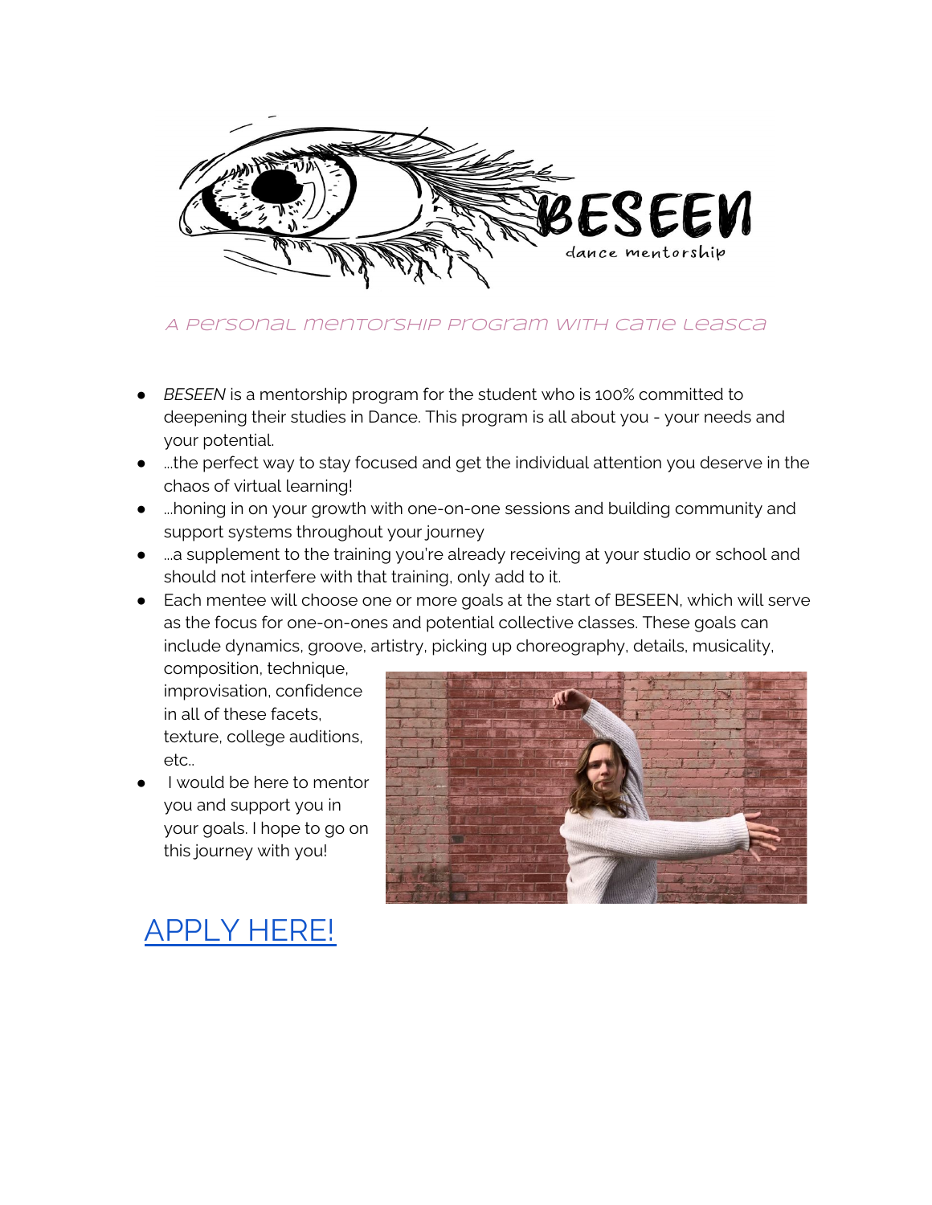# BESEEN

dance mentorship

A personal mentorship program with Catie Leasca

- *BESEEN* is a mentorship program for the student who is 100% committed to deepening their studies in Dance. This program is all about you - your needs and your potential.
- ...the perfect way to stay focused and get the individual attention you deserve in the chaos of virtual learning!
- ...honing in on your growth with one-on-one sessions and building community and support systems throughout your journey
- ...a supplement to the training you're already receiving at your studio or school and should not interfere with that training, only add to it.
- Each mentee will choose one or more goals at the start of BESEEN, which will serve as the focus for one-on-ones and potential collective classes. These goals can include dynamics, groove, artistry, picking up choreography, details, musicality, composition, technique, improvisation, confidence in all of these facets, texture, college auditions, etc..
- I would be here to mentor you and support you in your goals. I hope to go on this journey with you!

APPLY HERE!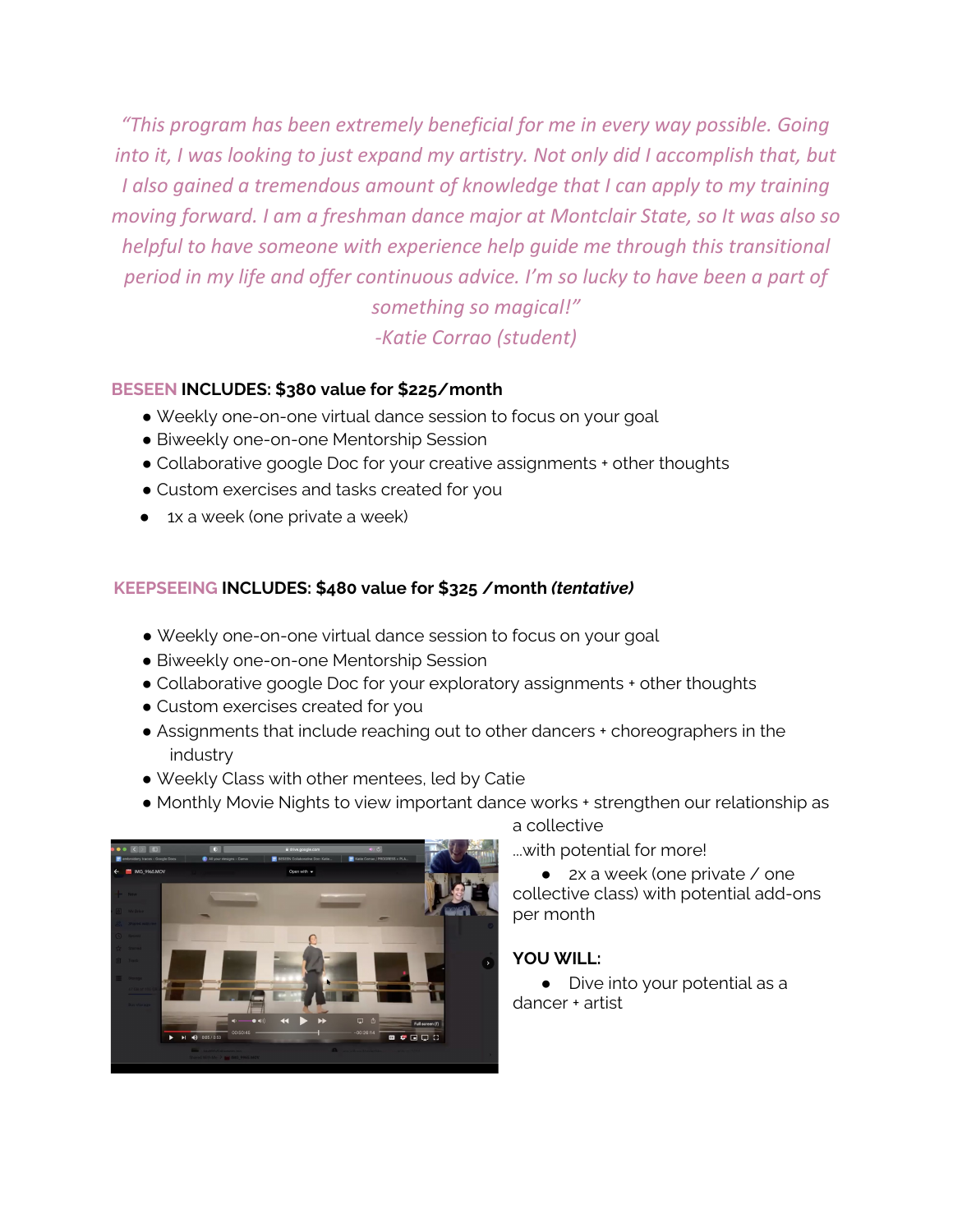*"This program has been extremely beneficial for me in every way possible. Going into it, I was looking to just expand my artistry. Not only did I accomplish that, but I also gained a tremendous amount of knowledge that I can apply to my training moving forward. I am a freshman dance major at Montclair State, so It was also so helpful to have someone with experience help guide me through this transitional period in my life and offer continuous advice. I'm so lucky to have been a part of something so magical!"*
*-Katie Corrao (student)*

**BESEEN INCLUDES: $380 value for $225/month**

- Weekly one-on-one virtual dance session to focus on your goal
- Biweekly one-on-one Mentorship Session
- Collaborative google Doc for your creative assignments + other thoughts
- Custom exercises and tasks created for you
- 1x a week (one private a week)

**KEEPSEEING INCLUDES: $480 value for $325 /month *(tentative)***

- Weekly one-on-one virtual dance session to focus on your goal
- Biweekly one-on-one Mentorship Session
- Collaborative google Doc for your exploratory assignments + other thoughts
- Custom exercises created for you
- Assignments that include reaching out to other dancers + choreographers in the industry
- Weekly Class with other mentees, led by Catie
- Monthly Movie Nights to view important dance works + strengthen our relationship as a collective

...with potential for more!

- 2x a week (one private / one collective class) with potential add-ons per month

**YOU WILL:**

- Dive into your potential as a dancer + artist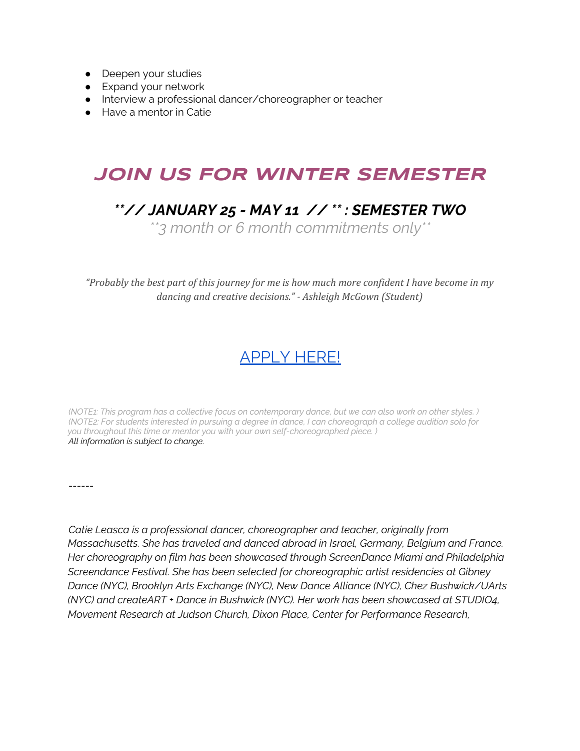- Deepen your studies
- Expand your network
- Interview a professional dancer/choreographer or teacher
- Have a mentor in Catie

## JOIN US FOR WINTER SEMESTER

### ***// JANUARY 25 - MAY 11 // ** : SEMESTER TWO*

*\*\*3 month or 6 month commitments only\*\**

*"Probably the best part of this journey for me is how much more confident I have become in my dancing and creative decisions." - Ashleigh McGown (Student)*

APPLY HERE!

*(NOTE1: This program has a collective focus on contemporary dance, but we can also work on other styles. )*
*(NOTE2: For students interested in pursuing a degree in dance, I can choreograph a college audition solo for you throughout this time or mentor you with your own self-choreographed piece. )*
*All information is subject to change.*

------

*Catie Leasca is a professional dancer, choreographer and teacher, originally from Massachusetts. She has traveled and danced abroad in Israel, Germany, Belgium and France. Her choreography on film has been showcased through ScreenDance Miami and Philadelphia Screendance Festival. She has been selected for choreographic artist residencies at Gibney Dance (NYC), Brooklyn Arts Exchange (NYC), New Dance Alliance (NYC), Chez Bushwick/UArts (NYC) and createART + Dance in Bushwick (NYC). Her work has been showcased at STUDIO4, Movement Research at Judson Church, Dixon Place, Center for Performance Research,*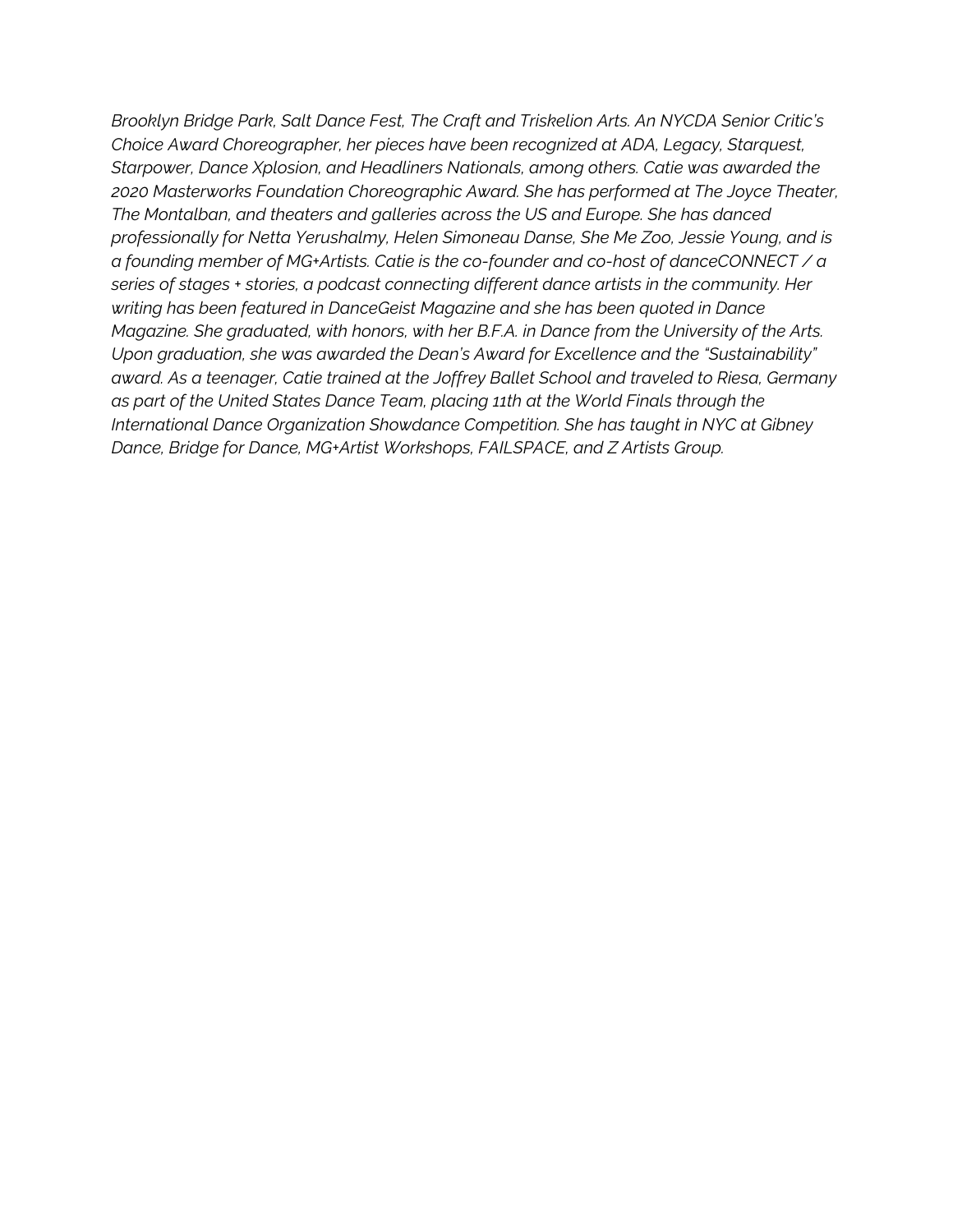*Brooklyn Bridge Park, Salt Dance Fest, The Craft and Triskelion Arts. An NYCDA Senior Critic's Choice Award Choreographer, her pieces have been recognized at ADA, Legacy, Starquest, Starpower, Dance Xplosion, and Headliners Nationals, among others. Catie was awarded the 2020 Masterworks Foundation Choreographic Award. She has performed at The Joyce Theater, The Montalban, and theaters and galleries across the US and Europe. She has danced professionally for Netta Yerushalmy, Helen Simoneau Danse, She Me Zoo, Jessie Young, and is a founding member of MG+Artists. Catie is the co-founder and co-host of danceCONNECT / a series of stages + stories, a podcast connecting different dance artists in the community. Her writing has been featured in DanceGeist Magazine and she has been quoted in Dance Magazine. She graduated, with honors, with her B.F.A. in Dance from the University of the Arts. Upon graduation, she was awarded the Dean's Award for Excellence and the "Sustainability" award. As a teenager, Catie trained at the Joffrey Ballet School and traveled to Riesa, Germany as part of the United States Dance Team, placing 11th at the World Finals through the International Dance Organization Showdance Competition. She has taught in NYC at Gibney Dance, Bridge for Dance, MG+Artist Workshops, FAILSPACE, and Z Artists Group.*